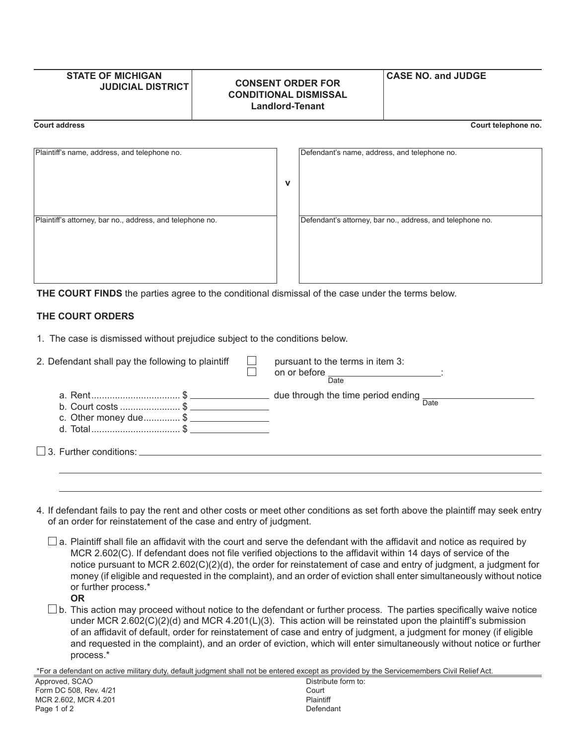| STATE OF MICHIGAN<br>JUDICIAL DISTRICT | CONSENT ORDER FOR CONDITIONAL DISMISSAL<br>Landlord-Tenant | CASE NO. and JUDGE |
|---|---|---|

Court address | Court telephone no.

| Plaintiff's name, address, and telephone no. | v | Defendant's name, address, and telephone no. |
|---|---|---|
| Plaintiff's attorney, bar no., address, and telephone no. | | Defendant's attorney, bar no., address, and telephone no. |

**THE COURT FINDS** the parties agree to the conditional dismissal of the case under the terms below.

**THE COURT ORDERS**

1. The case is dismissed without prejudice subject to the conditions below.

2. Defendant shall pay the following to plaintiff
   - ☐ pursuant to the terms in item 3:
   - ☐ on or before ______________ (Date):

   a. Rent.................................. $ ______________ due through the time period ending ______________ (Date)
   b. Court costs ....................... $ ______________
   c. Other money due............. $ ______________
   d. Total.................................. $ ______________

☐ 3. Further conditions: ____________________________________________

4. If defendant fails to pay the rent and other costs or meet other conditions as set forth above the plaintiff may seek entry of an order for reinstatement of the case and entry of judgment.

   ☐ a. Plaintiff shall file an affidavit with the court and serve the defendant with the affidavit and notice as required by MCR 2.602(C). If defendant does not file verified objections to the affidavit within 14 days of service of the notice pursuant to MCR 2.602(C)(2)(d), the order for reinstatement of case and entry of judgment, a judgment for money (if eligible and requested in the complaint), and an order of eviction shall enter simultaneously without notice or further process.*

   **OR**

   ☐ b. This action may proceed without notice to the defendant or further process. The parties specifically waive notice under MCR 2.602(C)(2)(d) and MCR 4.201(L)(3). This action will be reinstated upon the plaintiff's submission of an affidavit of default, order for reinstatement of case and entry of judgment, a judgment for money (if eligible and requested in the complaint), and an order of eviction, which will enter simultaneously without notice or further process.*

*For a defendant on active military duty, default judgment shall not be entered except as provided by the Servicemembers Civil Relief Act.

Approved, SCAO
Form DC 508, Rev. 4/21
MCR 2.602, MCR 4.201

Distribute form to:
Court
Plaintiff
Defendant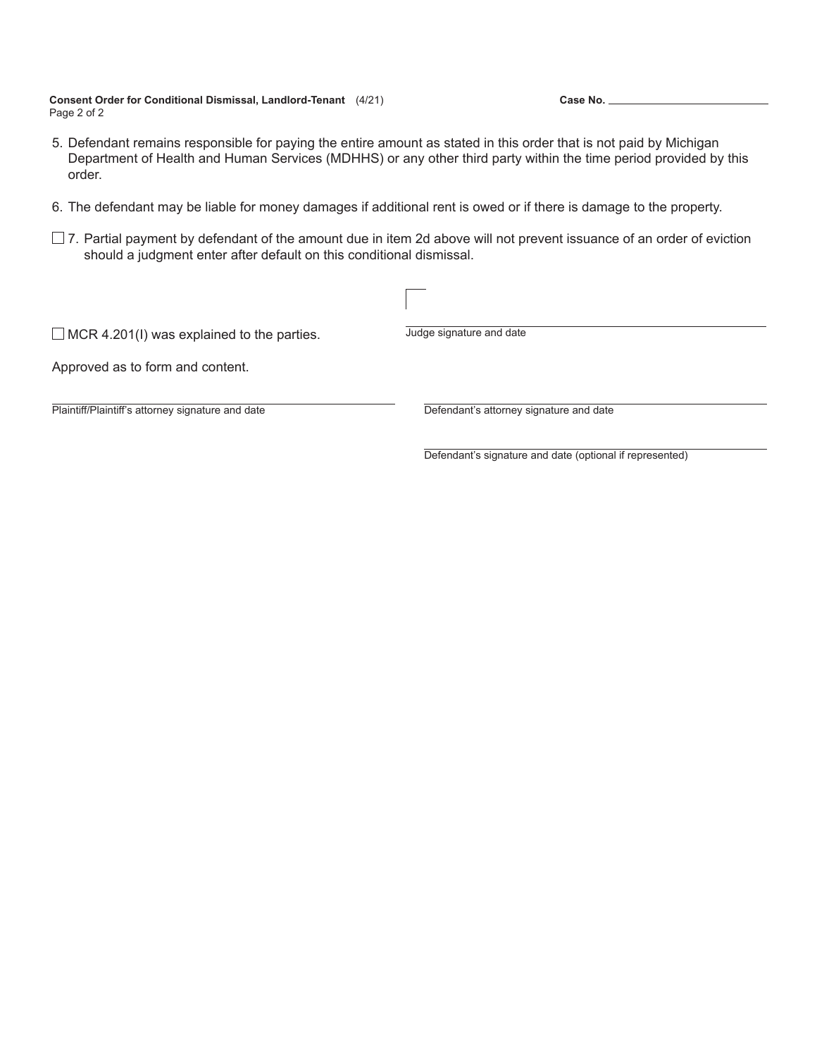5. Defendant remains responsible for paying the entire amount as stated in this order that is not paid by Michigan Department of Health and Human Services (MDHHS) or any other third party within the time period provided by this order.

6. The defendant may be liable for money damages if additional rent is owed or if there is damage to the property.

☐ 7. Partial payment by defendant of the amount due in item 2d above will not prevent issuance of an order of eviction should a judgment enter after default on this conditional dismissal.

☐ MCR 4.201(I) was explained to the parties.

Judge signature and date

Approved as to form and content.

Plaintiff/Plaintiff's attorney signature and date

Defendant's attorney signature and date

Defendant's signature and date (optional if represented)